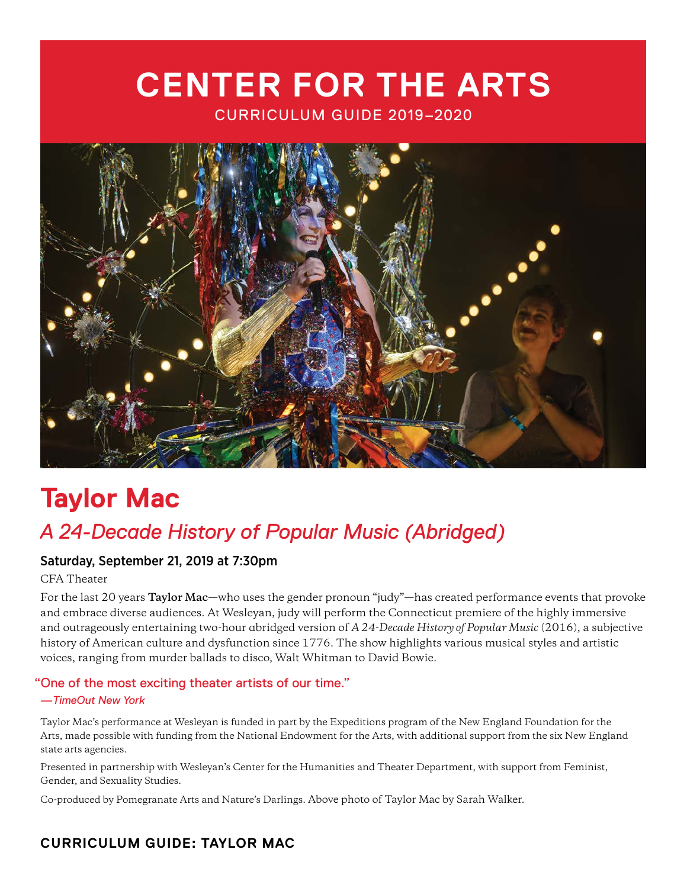# CENTER FOR THE ARTS

CURRICULUM GUIDE 2019–2020

## Taylor Mac

### *A 24-Decade History of Popular Music (Abridged)*

**Saturday, September 21, 2019 at 7:30pm**

CFA Theater

For the last 20 years **Taylor Mac**—who uses the gender pronoun "judy"—has created performance events that provoke and embrace diverse audiences. At Wesleyan, judy will perform the Connecticut premiere of the highly immersive and outrageously entertaining two-hour abridged version of *A 24-Decade History of Popular Music* (2016), a subjective history of American culture and dysfunction since 1776. The show highlights various musical styles and artistic voices, ranging from murder ballads to disco, Walt Whitman to David Bowie.

"One of the most exciting theater artists of our time."
*—TimeOut New York*

Taylor Mac's performance at Wesleyan is funded in part by the Expeditions program of the New England Foundation for the Arts, made possible with funding from the National Endowment for the Arts, with additional support from the six New England state arts agencies.

Presented in partnership with Wesleyan's Center for the Humanities and Theater Department, with support from Feminist, Gender, and Sexuality Studies.

Co-produced by Pomegranate Arts and Nature's Darlings. Above photo of Taylor Mac by Sarah Walker.

**CURRICULUM GUIDE: TAYLOR MAC**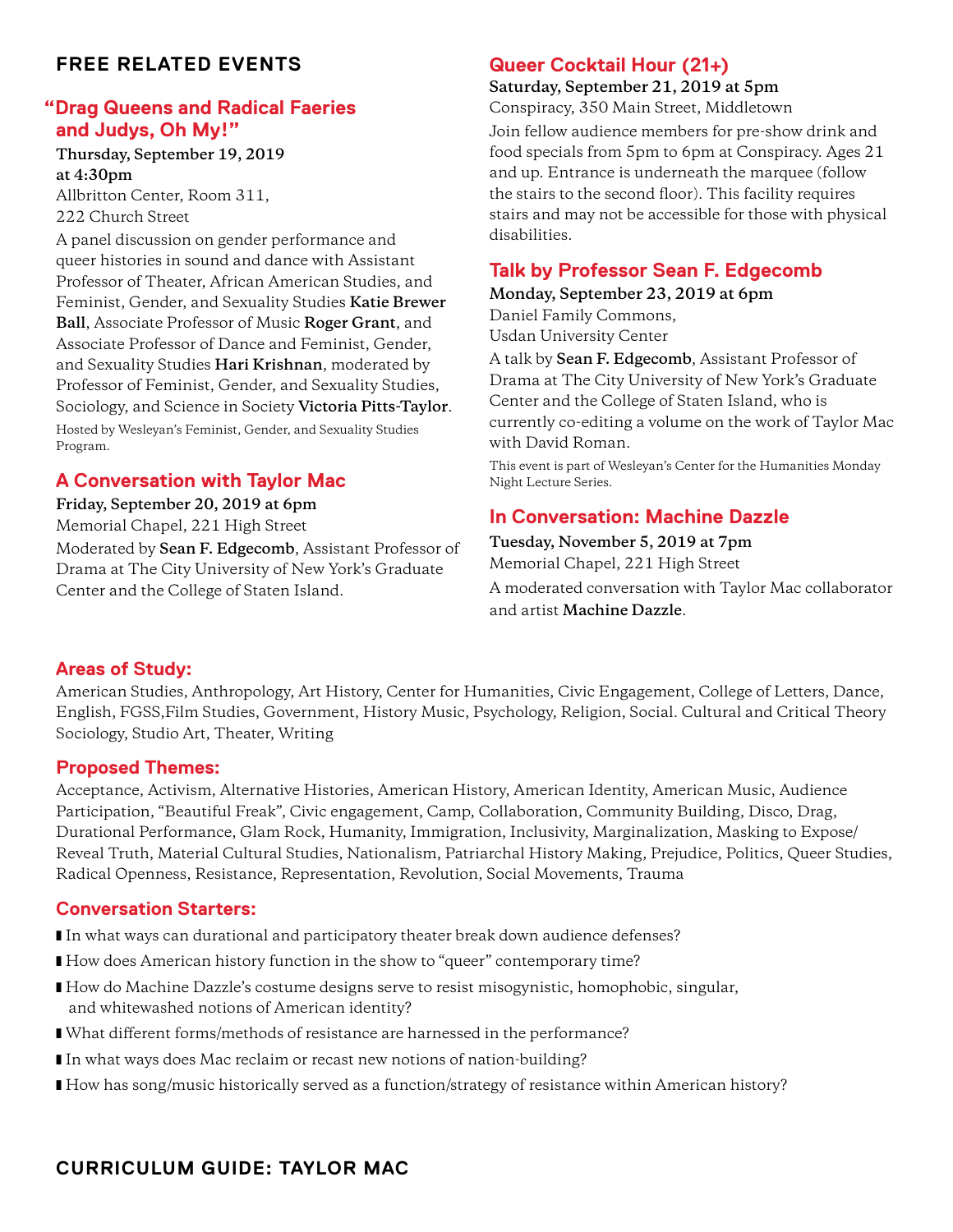## FREE RELATED EVENTS

### "Drag Queens and Radical Faeries and Judys, Oh My!"

**Thursday, September 19, 2019 at 4:30pm**
Allbritton Center, Room 311, 222 Church Street

A panel discussion on gender performance and queer histories in sound and dance with Assistant Professor of Theater, African American Studies, and Feminist, Gender, and Sexuality Studies **Katie Brewer Ball**, Associate Professor of Music **Roger Grant**, and Associate Professor of Dance and Feminist, Gender, and Sexuality Studies **Hari Krishnan**, moderated by Professor of Feminist, Gender, and Sexuality Studies, Sociology, and Science in Society **Victoria Pitts-Taylor**.

Hosted by Wesleyan's Feminist, Gender, and Sexuality Studies Program.

### A Conversation with Taylor Mac

**Friday, September 20, 2019 at 6pm**
Memorial Chapel, 221 High Street

Moderated by **Sean F. Edgecomb**, Assistant Professor of Drama at The City University of New York's Graduate Center and the College of Staten Island.

### Queer Cocktail Hour (21+)

**Saturday, September 21, 2019 at 5pm**
Conspiracy, 350 Main Street, Middletown

Join fellow audience members for pre-show drink and food specials from 5pm to 6pm at Conspiracy. Ages 21 and up. Entrance is underneath the marquee (follow the stairs to the second floor). This facility requires stairs and may not be accessible for those with physical disabilities.

### Talk by Professor Sean F. Edgecomb

**Monday, September 23, 2019 at 6pm**
Daniel Family Commons, Usdan University Center

A talk by **Sean F. Edgecomb**, Assistant Professor of Drama at The City University of New York's Graduate Center and the College of Staten Island, who is currently co-editing a volume on the work of Taylor Mac with David Roman.

This event is part of Wesleyan's Center for the Humanities Monday Night Lecture Series.

### In Conversation: Machine Dazzle

**Tuesday, November 5, 2019 at 7pm**
Memorial Chapel, 221 High Street

A moderated conversation with Taylor Mac collaborator and artist **Machine Dazzle**.

### Areas of Study:

American Studies, Anthropology, Art History, Center for Humanities, Civic Engagement, College of Letters, Dance, English, FGSS,Film Studies, Government, History Music, Psychology, Religion, Social. Cultural and Critical Theory Sociology, Studio Art, Theater, Writing

### Proposed Themes:

Acceptance, Activism, Alternative Histories, American History, American Identity, American Music, Audience Participation, "Beautiful Freak", Civic engagement, Camp, Collaboration, Community Building, Disco, Drag, Durational Performance, Glam Rock, Humanity, Immigration, Inclusivity, Marginalization, Masking to Expose/ Reveal Truth, Material Cultural Studies, Nationalism, Patriarchal History Making, Prejudice, Politics, Queer Studies, Radical Openness, Resistance, Representation, Revolution, Social Movements, Trauma

### Conversation Starters:

- In what ways can durational and participatory theater break down audience defenses?
- How does American history function in the show to "queer" contemporary time?
- How do Machine Dazzle's costume designs serve to resist misogynistic, homophobic, singular, and whitewashed notions of American identity?
- What different forms/methods of resistance are harnessed in the performance?
- In what ways does Mac reclaim or recast new notions of nation-building?
- How has song/music historically served as a function/strategy of resistance within American history?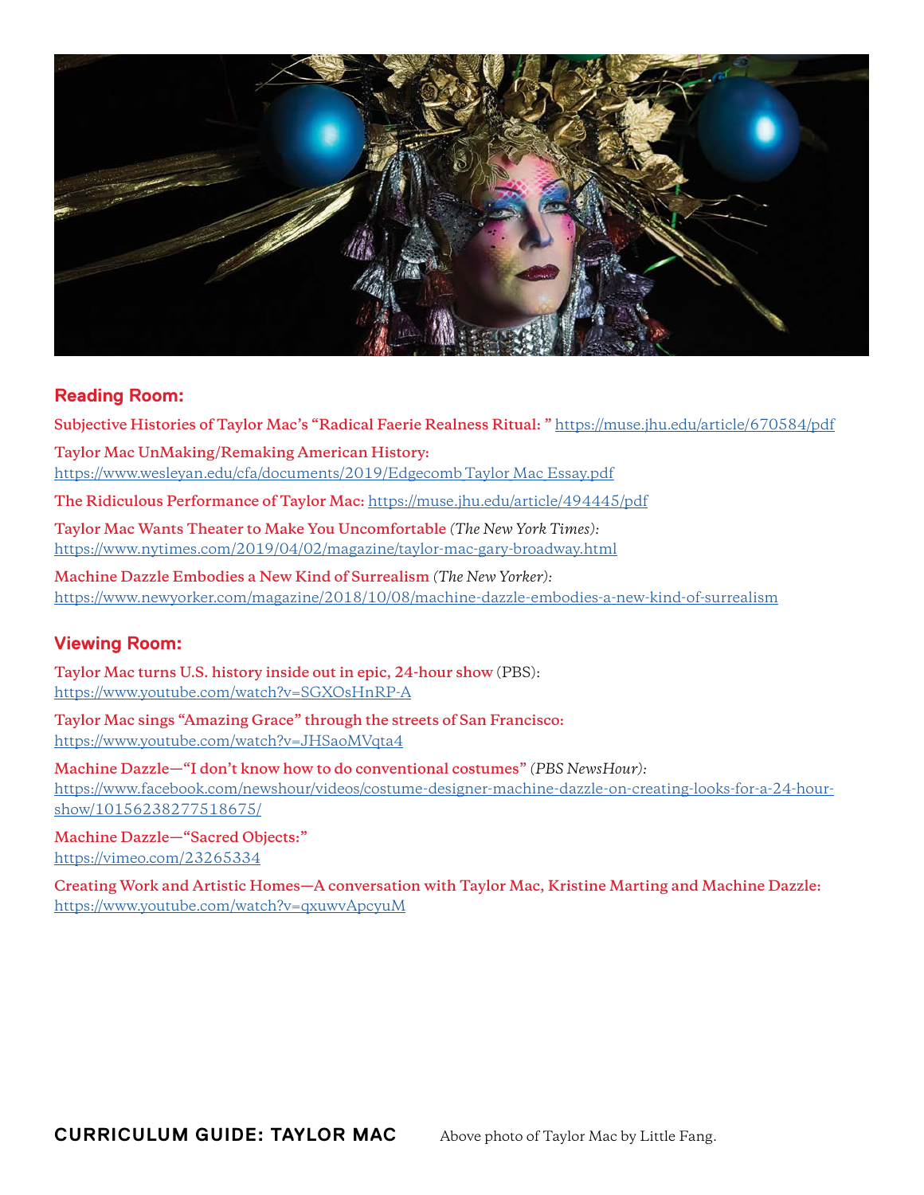## Reading Room:

Subjective Histories of Taylor Mac's "Radical Faerie Realness Ritual: " https://muse.jhu.edu/article/670584/pdf

Taylor Mac UnMaking/Remaking American History:
https://www.wesleyan.edu/cfa/documents/2019/Edgecomb_Taylor_Mac_Essay.pdf

The Ridiculous Performance of Taylor Mac: https://muse.jhu.edu/article/494445/pdf

Taylor Mac Wants Theater to Make You Uncomfortable *(The New York Times)*:
https://www.nytimes.com/2019/04/02/magazine/taylor-mac-gary-broadway.html

Machine Dazzle Embodies a New Kind of Surrealism *(The New Yorker)*:
https://www.newyorker.com/magazine/2018/10/08/machine-dazzle-embodies-a-new-kind-of-surrealism

## Viewing Room:

Taylor Mac turns U.S. history inside out in epic, 24-hour show (PBS):
https://www.youtube.com/watch?v=SGXOsHnRP-A

Taylor Mac sings "Amazing Grace" through the streets of San Francisco:
https://www.youtube.com/watch?v=JHSaoMVqta4

Machine Dazzle—"I don't know how to do conventional costumes" *(PBS NewsHour)*:
https://www.facebook.com/newshour/videos/costume-designer-machine-dazzle-on-creating-looks-for-a-24-hour-show/10156238277518675/

Machine Dazzle—"Sacred Objects:"
https://vimeo.com/23265334

Creating Work and Artistic Homes—A conversation with Taylor Mac, Kristine Marting and Machine Dazzle:
https://www.youtube.com/watch?v=qxuwvApcyuM

Above photo of Taylor Mac by Little Fang.